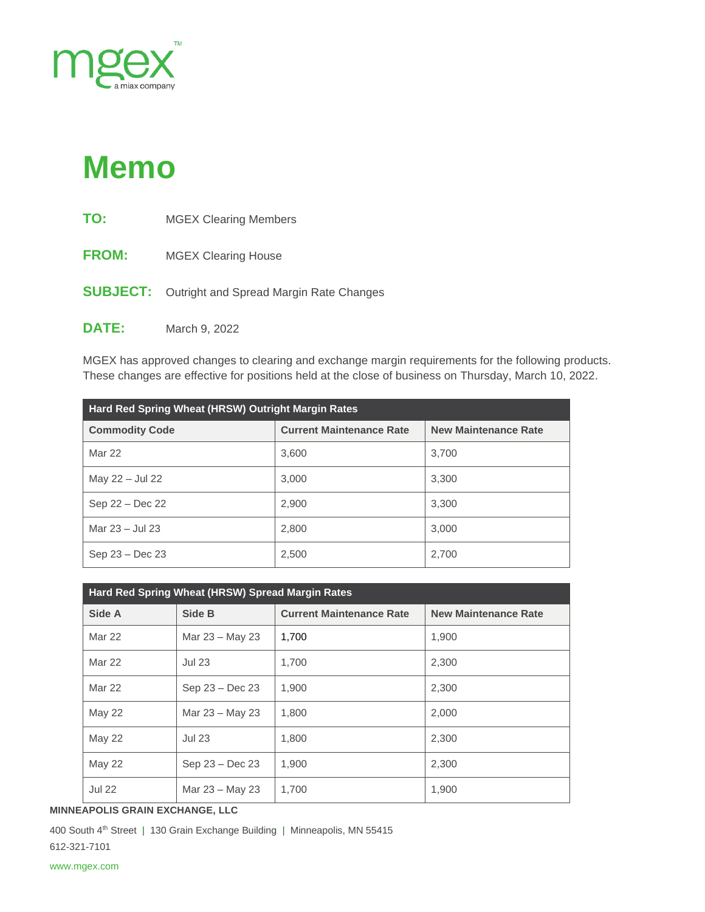mgex™
a miax company

# Memo

**TO:** MGEX Clearing Members

**FROM:** MGEX Clearing House

**SUBJECT:** Outright and Spread Margin Rate Changes

**DATE:** March 9, 2022

MGEX has approved changes to clearing and exchange margin requirements for the following products. These changes are effective for positions held at the close of business on Thursday, March 10, 2022.

| Hard Red Spring Wheat (HRSW) Outright Margin Rates | | |
|---|---|---|
| **Commodity Code** | **Current Maintenance Rate** | **New Maintenance Rate** |
| Mar 22 | 3,600 | 3,700 |
| May 22 – Jul 22 | 3,000 | 3,300 |
| Sep 22 – Dec 22 | 2,900 | 3,300 |
| Mar 23 – Jul 23 | 2,800 | 3,000 |
| Sep 23 – Dec 23 | 2,500 | 2,700 |

| Hard Red Spring Wheat (HRSW) Spread Margin Rates | | | |
|---|---|---|---|
| **Side A** | **Side B** | **Current Maintenance Rate** | **New Maintenance Rate** |
| Mar 22 | Mar 23 – May 23 | 1,700 | 1,900 |
| Mar 22 | Jul 23 | 1,700 | 2,300 |
| Mar 22 | Sep 23 – Dec 23 | 1,900 | 2,300 |
| May 22 | Mar 23 – May 23 | 1,800 | 2,000 |
| May 22 | Jul 23 | 1,800 | 2,300 |
| May 22 | Sep 23 – Dec 23 | 1,900 | 2,300 |
| Jul 22 | Mar 23 – May 23 | 1,700 | 1,900 |

**MINNEAPOLIS GRAIN EXCHANGE, LLC**

400 South 4th Street | 130 Grain Exchange Building | Minneapolis, MN 55415

612-321-7101

www.mgex.com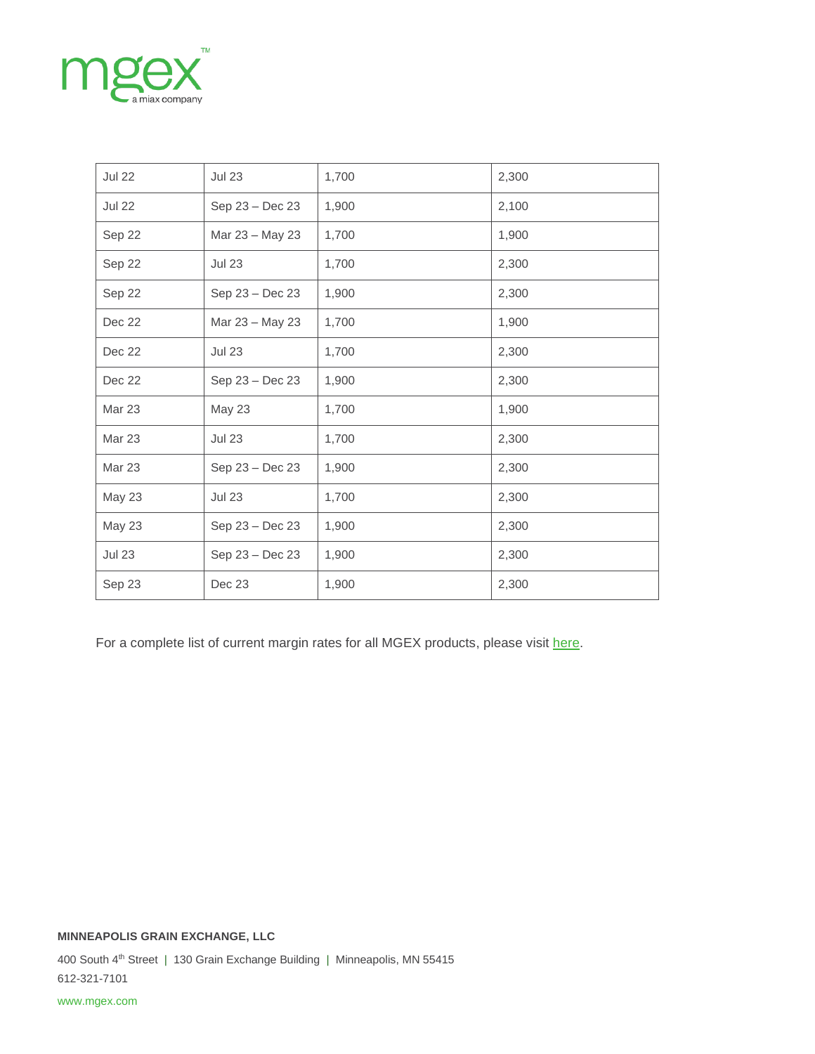| | | | |
|---|---|---|---|
| Jul 22 | Jul 23 | 1,700 | 2,300 |
| Jul 22 | Sep 23 – Dec 23 | 1,900 | 2,100 |
| Sep 22 | Mar 23 – May 23 | 1,700 | 1,900 |
| Sep 22 | Jul 23 | 1,700 | 2,300 |
| Sep 22 | Sep 23 – Dec 23 | 1,900 | 2,300 |
| Dec 22 | Mar 23 – May 23 | 1,700 | 1,900 |
| Dec 22 | Jul 23 | 1,700 | 2,300 |
| Dec 22 | Sep 23 – Dec 23 | 1,900 | 2,300 |
| Mar 23 | May 23 | 1,700 | 1,900 |
| Mar 23 | Jul 23 | 1,700 | 2,300 |
| Mar 23 | Sep 23 – Dec 23 | 1,900 | 2,300 |
| May 23 | Jul 23 | 1,700 | 2,300 |
| May 23 | Sep 23 – Dec 23 | 1,900 | 2,300 |
| Jul 23 | Sep 23 – Dec 23 | 1,900 | 2,300 |
| Sep 23 | Dec 23 | 1,900 | 2,300 |

For a complete list of current margin rates for all MGEX products, please visit here.

**MINNEAPOLIS GRAIN EXCHANGE, LLC**

400 South 4th Street | 130 Grain Exchange Building | Minneapolis, MN 55415
612-321-7101

www.mgex.com